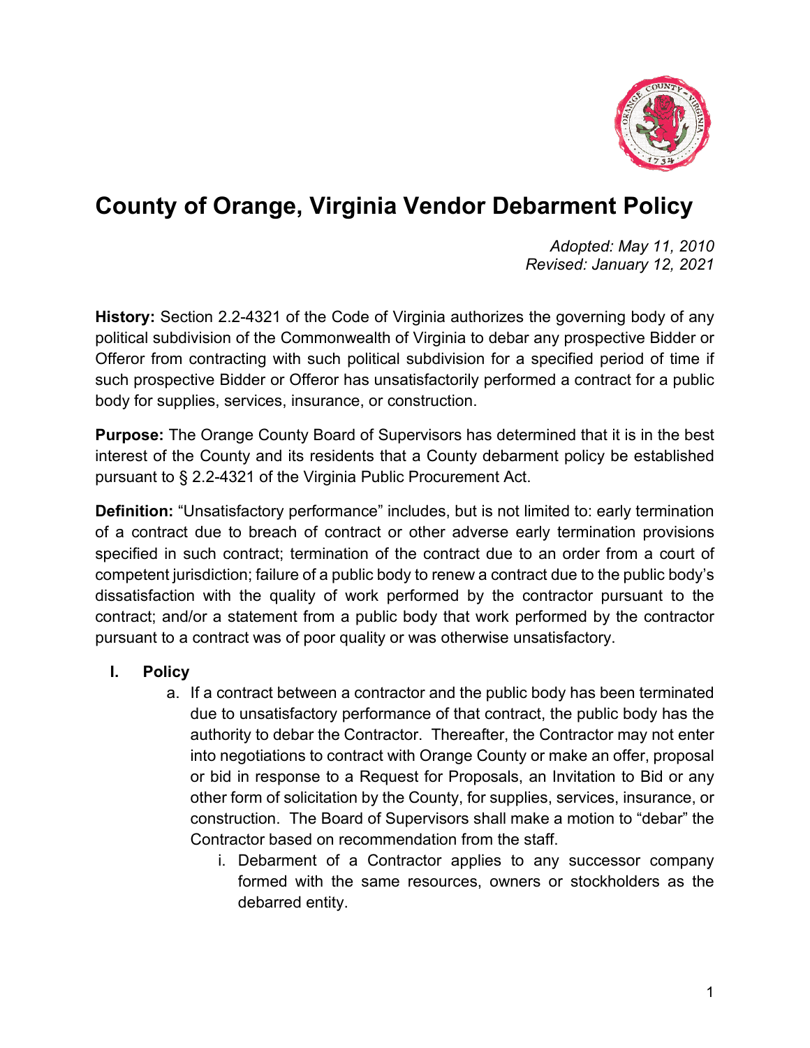# County of Orange, Virginia Vendor Debarment Policy

*Adopted: May 11, 2010*
*Revised: January 12, 2021*

**History:** Section 2.2-4321 of the Code of Virginia authorizes the governing body of any political subdivision of the Commonwealth of Virginia to debar any prospective Bidder or Offeror from contracting with such political subdivision for a specified period of time if such prospective Bidder or Offeror has unsatisfactorily performed a contract for a public body for supplies, services, insurance, or construction.

**Purpose:** The Orange County Board of Supervisors has determined that it is in the best interest of the County and its residents that a County debarment policy be established pursuant to § 2.2-4321 of the Virginia Public Procurement Act.

**Definition:** "Unsatisfactory performance" includes, but is not limited to: early termination of a contract due to breach of contract or other adverse early termination provisions specified in such contract; termination of the contract due to an order from a court of competent jurisdiction; failure of a public body to renew a contract due to the public body's dissatisfaction with the quality of work performed by the contractor pursuant to the contract; and/or a statement from a public body that work performed by the contractor pursuant to a contract was of poor quality or was otherwise unsatisfactory.

## I. Policy

a. If a contract between a contractor and the public body has been terminated due to unsatisfactory performance of that contract, the public body has the authority to debar the Contractor. Thereafter, the Contractor may not enter into negotiations to contract with Orange County or make an offer, proposal or bid in response to a Request for Proposals, an Invitation to Bid or any other form of solicitation by the County, for supplies, services, insurance, or construction. The Board of Supervisors shall make a motion to "debar" the Contractor based on recommendation from the staff.

   i. Debarment of a Contractor applies to any successor company formed with the same resources, owners or stockholders as the debarred entity.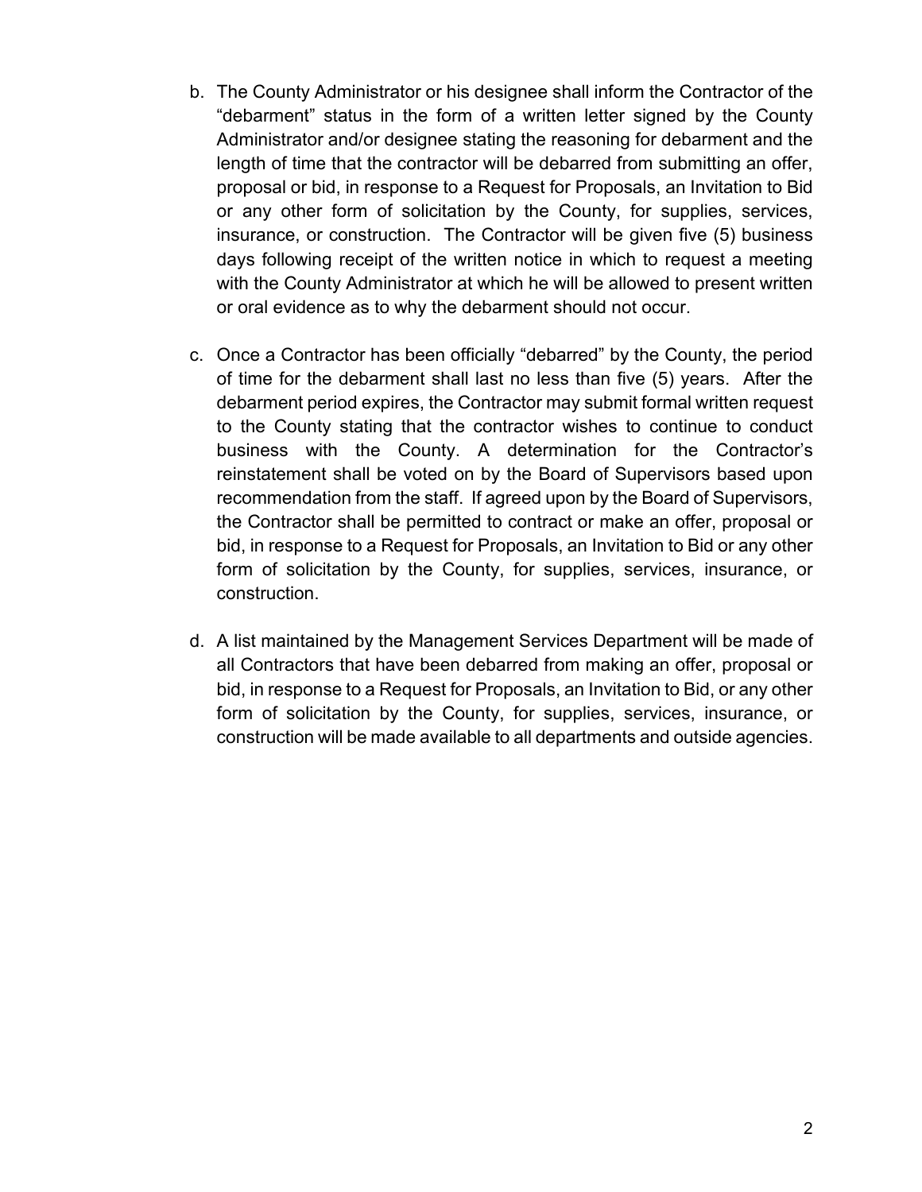b. The County Administrator or his designee shall inform the Contractor of the "debarment" status in the form of a written letter signed by the County Administrator and/or designee stating the reasoning for debarment and the length of time that the contractor will be debarred from submitting an offer, proposal or bid, in response to a Request for Proposals, an Invitation to Bid or any other form of solicitation by the County, for supplies, services, insurance, or construction. The Contractor will be given five (5) business days following receipt of the written notice in which to request a meeting with the County Administrator at which he will be allowed to present written or oral evidence as to why the debarment should not occur.

c. Once a Contractor has been officially "debarred" by the County, the period of time for the debarment shall last no less than five (5) years. After the debarment period expires, the Contractor may submit formal written request to the County stating that the contractor wishes to continue to conduct business with the County. A determination for the Contractor's reinstatement shall be voted on by the Board of Supervisors based upon recommendation from the staff. If agreed upon by the Board of Supervisors, the Contractor shall be permitted to contract or make an offer, proposal or bid, in response to a Request for Proposals, an Invitation to Bid or any other form of solicitation by the County, for supplies, services, insurance, or construction.

d. A list maintained by the Management Services Department will be made of all Contractors that have been debarred from making an offer, proposal or bid, in response to a Request for Proposals, an Invitation to Bid, or any other form of solicitation by the County, for supplies, services, insurance, or construction will be made available to all departments and outside agencies.